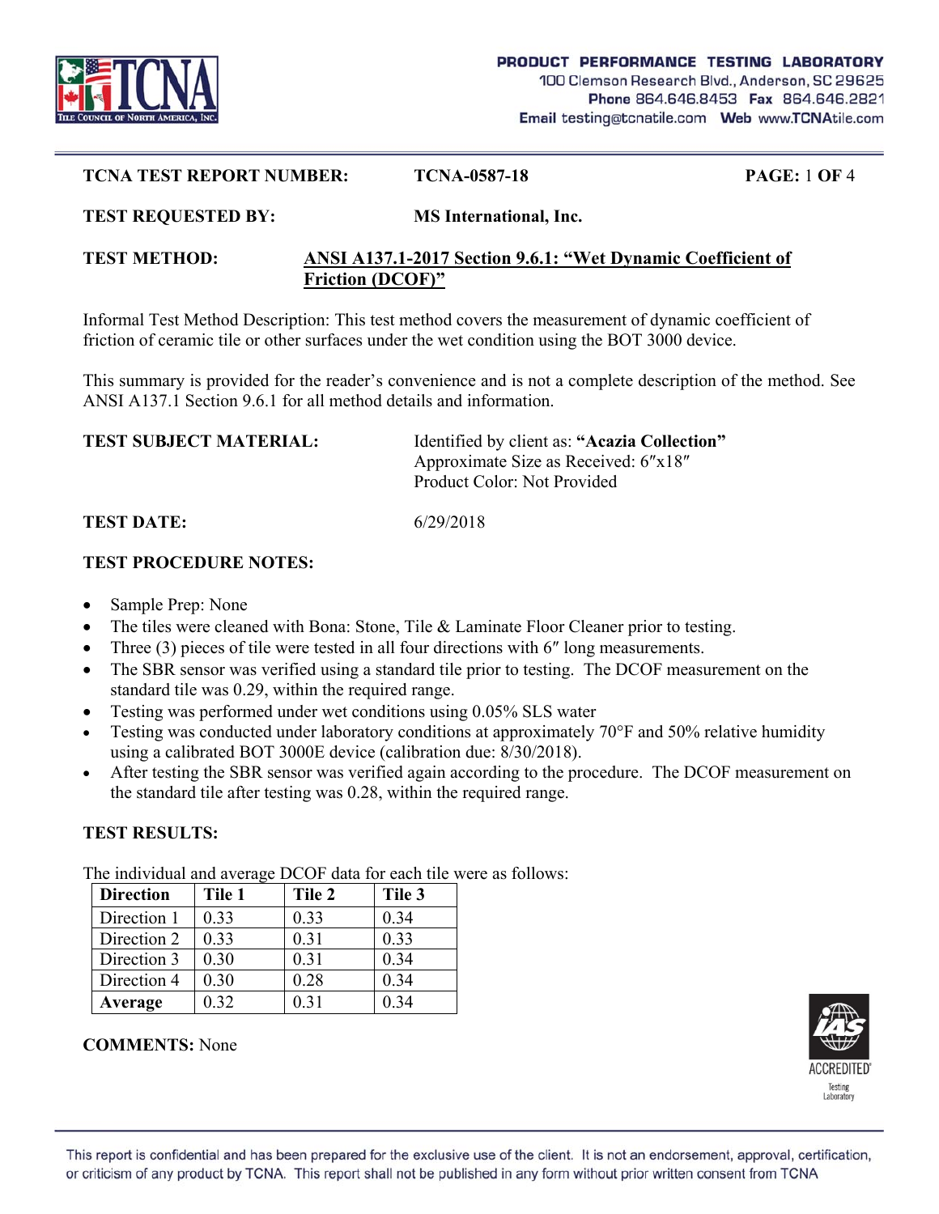**PRODUCT PERFORMANCE TESTING LABORATORY**
100 Clemson Research Blvd., Anderson, SC 29625
**Phone** 864.646.8453 **Fax** 864.646.2821
**Email** testing@tcnatile.com **Web** www.TCNAtile.com

**TCNA TEST REPORT NUMBER:** **TCNA-0587-18**

**TEST REQUESTED BY:** **MS International, Inc.**

**TEST METHOD:** **ANSI A137.1-2017 Section 9.6.1: "Wet Dynamic Coefficient of Friction (DCOF)"**

Informal Test Method Description: This test method covers the measurement of dynamic coefficient of friction of ceramic tile or other surfaces under the wet condition using the BOT 3000 device.

This summary is provided for the reader's convenience and is not a complete description of the method. See ANSI A137.1 Section 9.6.1 for all method details and information.

**TEST SUBJECT MATERIAL:** Identified by client as: **"Acazia Collection"**
Approximate Size as Received: 6″x18″
Product Color: Not Provided

**TEST DATE:** 6/29/2018

**TEST PROCEDURE NOTES:**

- Sample Prep: None
- The tiles were cleaned with Bona: Stone, Tile & Laminate Floor Cleaner prior to testing.
- Three (3) pieces of tile were tested in all four directions with 6″ long measurements.
- The SBR sensor was verified using a standard tile prior to testing. The DCOF measurement on the standard tile was 0.29, within the required range.
- Testing was performed under wet conditions using 0.05% SLS water
- Testing was conducted under laboratory conditions at approximately 70°F and 50% relative humidity using a calibrated BOT 3000E device (calibration due: 8/30/2018).
- After testing the SBR sensor was verified again according to the procedure. The DCOF measurement on the standard tile after testing was 0.28, within the required range.

**TEST RESULTS:**

The individual and average DCOF data for each tile were as follows:

| Direction | Tile 1 | Tile 2 | Tile 3 |
|---|---|---|---|
| Direction 1 | 0.33 | 0.33 | 0.34 |
| Direction 2 | 0.33 | 0.31 | 0.33 |
| Direction 3 | 0.30 | 0.31 | 0.34 |
| Direction 4 | 0.30 | 0.28 | 0.34 |
| **Average** | 0.32 | 0.31 | 0.34 |

**COMMENTS:** None

This report is confidential and has been prepared for the exclusive use of the client. It is not an endorsement, approval, certification, or criticism of any product by TCNA. This report shall not be published in any form without prior written consent from TCNA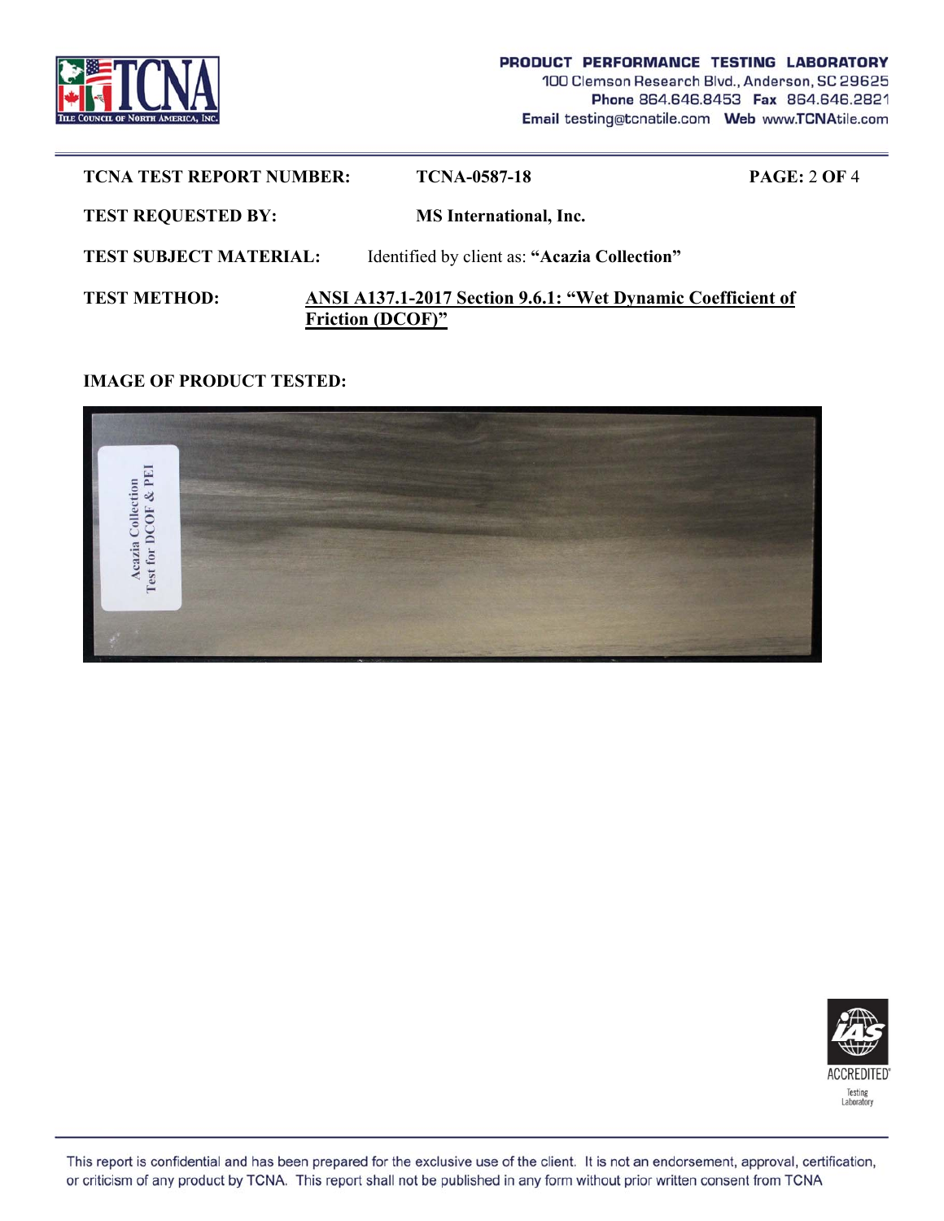**TCNA TEST REPORT NUMBER:** TCNA-0587-18

**TEST REQUESTED BY:** MS International, Inc.

**TEST SUBJECT MATERIAL:** Identified by client as: **"Acazia Collection"**

**TEST METHOD:** **ANSI A137.1-2017 Section 9.6.1: "Wet Dynamic Coefficient of Friction (DCOF)"**

**IMAGE OF PRODUCT TESTED:**

This report is confidential and has been prepared for the exclusive use of the client. It is not an endorsement, approval, certification, or criticism of any product by TCNA. This report shall not be published in any form without prior written consent from TCNA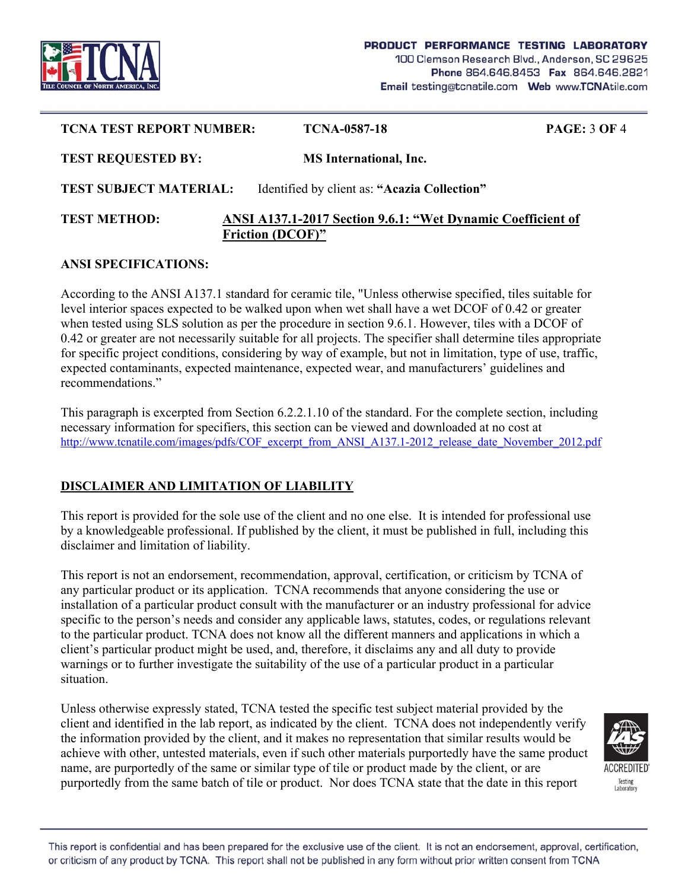**TCNA TEST REPORT NUMBER:** **TCNA-0587-18**

**TEST REQUESTED BY:** **MS International, Inc.**

**TEST SUBJECT MATERIAL:** Identified by client as: **"Acazia Collection"**

**TEST METHOD:** **ANSI A137.1-2017 Section 9.6.1: "Wet Dynamic Coefficient of Friction (DCOF)"**

**ANSI SPECIFICATIONS:**

According to the ANSI A137.1 standard for ceramic tile, "Unless otherwise specified, tiles suitable for level interior spaces expected to be walked upon when wet shall have a wet DCOF of 0.42 or greater when tested using SLS solution as per the procedure in section 9.6.1. However, tiles with a DCOF of 0.42 or greater are not necessarily suitable for all projects. The specifier shall determine tiles appropriate for specific project conditions, considering by way of example, but not in limitation, type of use, traffic, expected contaminants, expected maintenance, expected wear, and manufacturers' guidelines and recommendations."

This paragraph is excerpted from Section 6.2.2.1.10 of the standard. For the complete section, including necessary information for specifiers, this section can be viewed and downloaded at no cost at http://www.tcnatile.com/images/pdfs/COF_excerpt_from_ANSI_A137.1-2012_release_date_November_2012.pdf

**DISCLAIMER AND LIMITATION OF LIABILITY**

This report is provided for the sole use of the client and no one else. It is intended for professional use by a knowledgeable professional. If published by the client, it must be published in full, including this disclaimer and limitation of liability.

This report is not an endorsement, recommendation, approval, certification, or criticism by TCNA of any particular product or its application. TCNA recommends that anyone considering the use or installation of a particular product consult with the manufacturer or an industry professional for advice specific to the person's needs and consider any applicable laws, statutes, codes, or regulations relevant to the particular product. TCNA does not know all the different manners and applications in which a client's particular product might be used, and, therefore, it disclaims any and all duty to provide warnings or to further investigate the suitability of the use of a particular product in a particular situation.

Unless otherwise expressly stated, TCNA tested the specific test subject material provided by the client and identified in the lab report, as indicated by the client. TCNA does not independently verify the information provided by the client, and it makes no representation that similar results would be achieve with other, untested materials, even if such other materials purportedly have the same product name, are purportedly of the same or similar type of tile or product made by the client, or are purportedly from the same batch of tile or product. Nor does TCNA state that the date in this report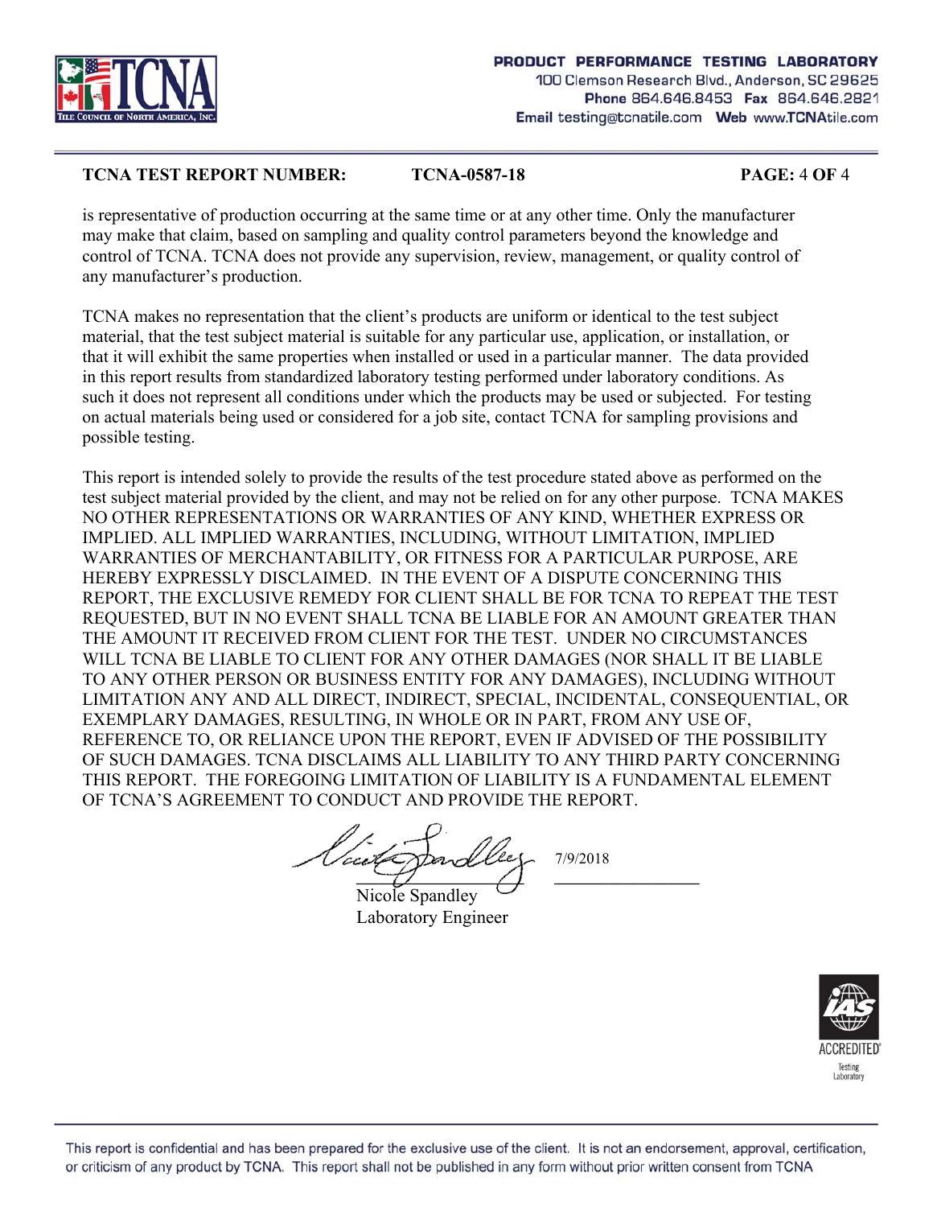is representative of production occurring at the same time or at any other time. Only the manufacturer may make that claim, based on sampling and quality control parameters beyond the knowledge and control of TCNA. TCNA does not provide any supervision, review, management, or quality control of any manufacturer's production.

TCNA makes no representation that the client's products are uniform or identical to the test subject material, that the test subject material is suitable for any particular use, application, or installation, or that it will exhibit the same properties when installed or used in a particular manner. The data provided in this report results from standardized laboratory testing performed under laboratory conditions. As such it does not represent all conditions under which the products may be used or subjected. For testing on actual materials being used or considered for a job site, contact TCNA for sampling provisions and possible testing.

This report is intended solely to provide the results of the test procedure stated above as performed on the test subject material provided by the client, and may not be relied on for any other purpose. TCNA MAKES NO OTHER REPRESENTATIONS OR WARRANTIES OF ANY KIND, WHETHER EXPRESS OR IMPLIED. ALL IMPLIED WARRANTIES, INCLUDING, WITHOUT LIMITATION, IMPLIED WARRANTIES OF MERCHANTABILITY, OR FITNESS FOR A PARTICULAR PURPOSE, ARE HEREBY EXPRESSLY DISCLAIMED. IN THE EVENT OF A DISPUTE CONCERNING THIS REPORT, THE EXCLUSIVE REMEDY FOR CLIENT SHALL BE FOR TCNA TO REPEAT THE TEST REQUESTED, BUT IN NO EVENT SHALL TCNA BE LIABLE FOR AN AMOUNT GREATER THAN THE AMOUNT IT RECEIVED FROM CLIENT FOR THE TEST. UNDER NO CIRCUMSTANCES WILL TCNA BE LIABLE TO CLIENT FOR ANY OTHER DAMAGES (NOR SHALL IT BE LIABLE TO ANY OTHER PERSON OR BUSINESS ENTITY FOR ANY DAMAGES), INCLUDING WITHOUT LIMITATION ANY AND ALL DIRECT, INDIRECT, SPECIAL, INCIDENTAL, CONSEQUENTIAL, OR EXEMPLARY DAMAGES, RESULTING, IN WHOLE OR IN PART, FROM ANY USE OF, REFERENCE TO, OR RELIANCE UPON THE REPORT, EVEN IF ADVISED OF THE POSSIBILITY OF SUCH DAMAGES. TCNA DISCLAIMS ALL LIABILITY TO ANY THIRD PARTY CONCERNING THIS REPORT. THE FOREGOING LIMITATION OF LIABILITY IS A FUNDAMENTAL ELEMENT OF TCNA'S AGREEMENT TO CONDUCT AND PROVIDE THE REPORT.

Nicole Spandley
Laboratory Engineer

7/9/2018

This report is confidential and has been prepared for the exclusive use of the client. It is not an endorsement, approval, certification, or criticism of any product by TCNA. This report shall not be published in any form without prior written consent from TCNA